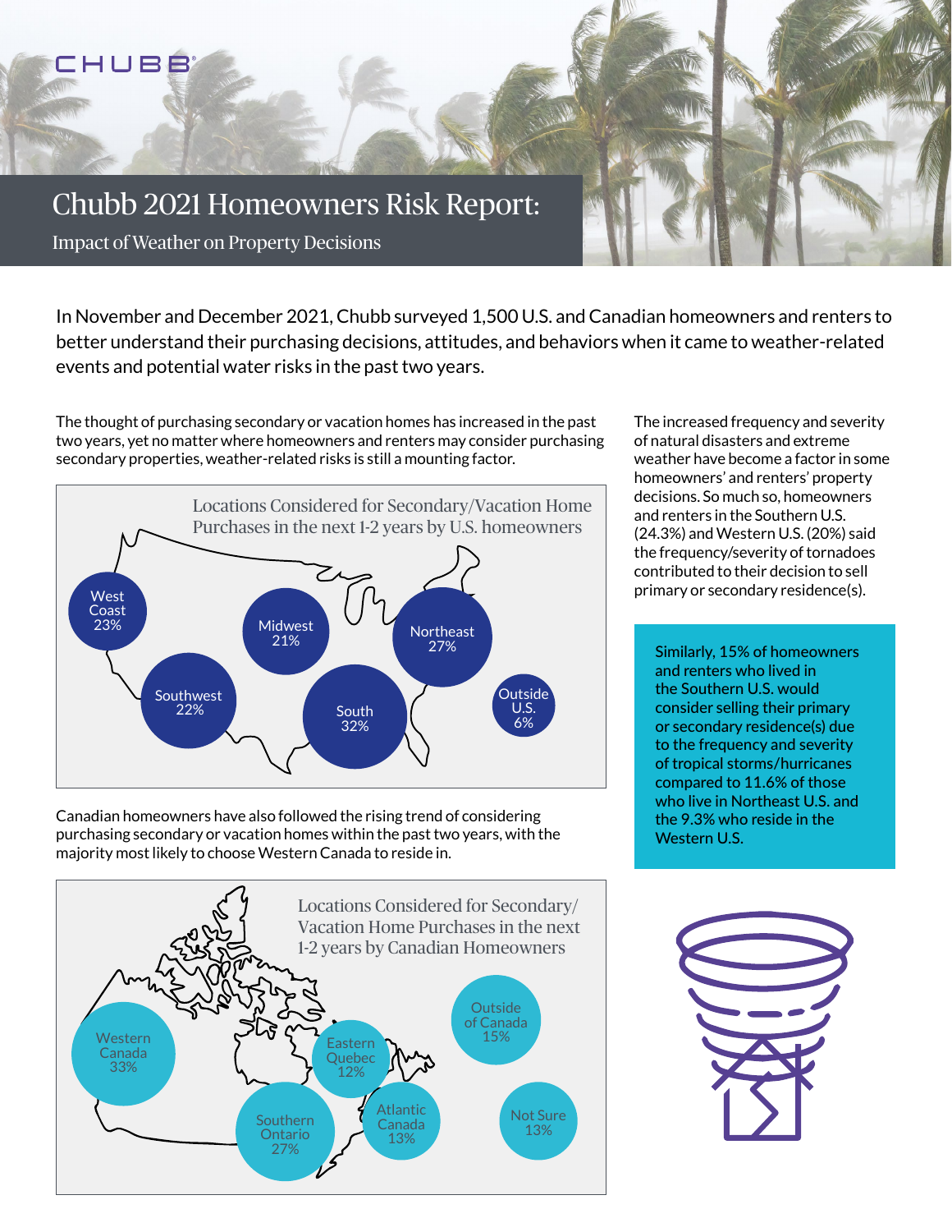# Chubb 2021 Homeowners Risk Report:

## Impact of Weather on Property Decisions

In November and December 2021, Chubb surveyed 1,500 U.S. and Canadian homeowners and renters to better understand their purchasing decisions, attitudes, and behaviors when it came to weather-related events and potential water risks in the past two years.

The thought of purchasing secondary or vacation homes has increased in the past two years, yet no matter where homeowners and renters may consider purchasing secondary properties, weather-related risks is still a mounting factor.

### Locations Considered for Secondary/Vacation Home Purchases in the next 1-2 years by U.S. homeowners

| Location | Percentage |
|---|---|
| West Coast | 23% |
| Midwest | 21% |
| Northeast | 27% |
| Southwest | 22% |
| South | 32% |
| Outside U.S. | 6% |

Canadian homeowners have also followed the rising trend of considering purchasing secondary or vacation homes within the past two years, with the majority most likely to choose Western Canada to reside in.

### Locations Considered for Secondary/Vacation Home Purchases in the next 1-2 years by Canadian Homeowners

| Location | Percentage |
|---|---|
| Western Canada | 33% |
| Eastern Quebec | 12% |
| Outside of Canada | 15% |
| Southern Ontario | 27% |
| Atlantic Canada | 13% |
| Not Sure | 13% |

The increased frequency and severity of natural disasters and extreme weather have become a factor in some homeowners' and renters' property decisions. So much so, homeowners and renters in the Southern U.S. (24.3%) and Western U.S. (20%) said the frequency/severity of tornadoes contributed to their decision to sell primary or secondary residence(s).

Similarly, 15% of homeowners and renters who lived in the Southern U.S. would consider selling their primary or secondary residence(s) due to the frequency and severity of tropical storms/hurricanes compared to 11.6% of those who live in Northeast U.S. and the 9.3% who reside in the Western U.S.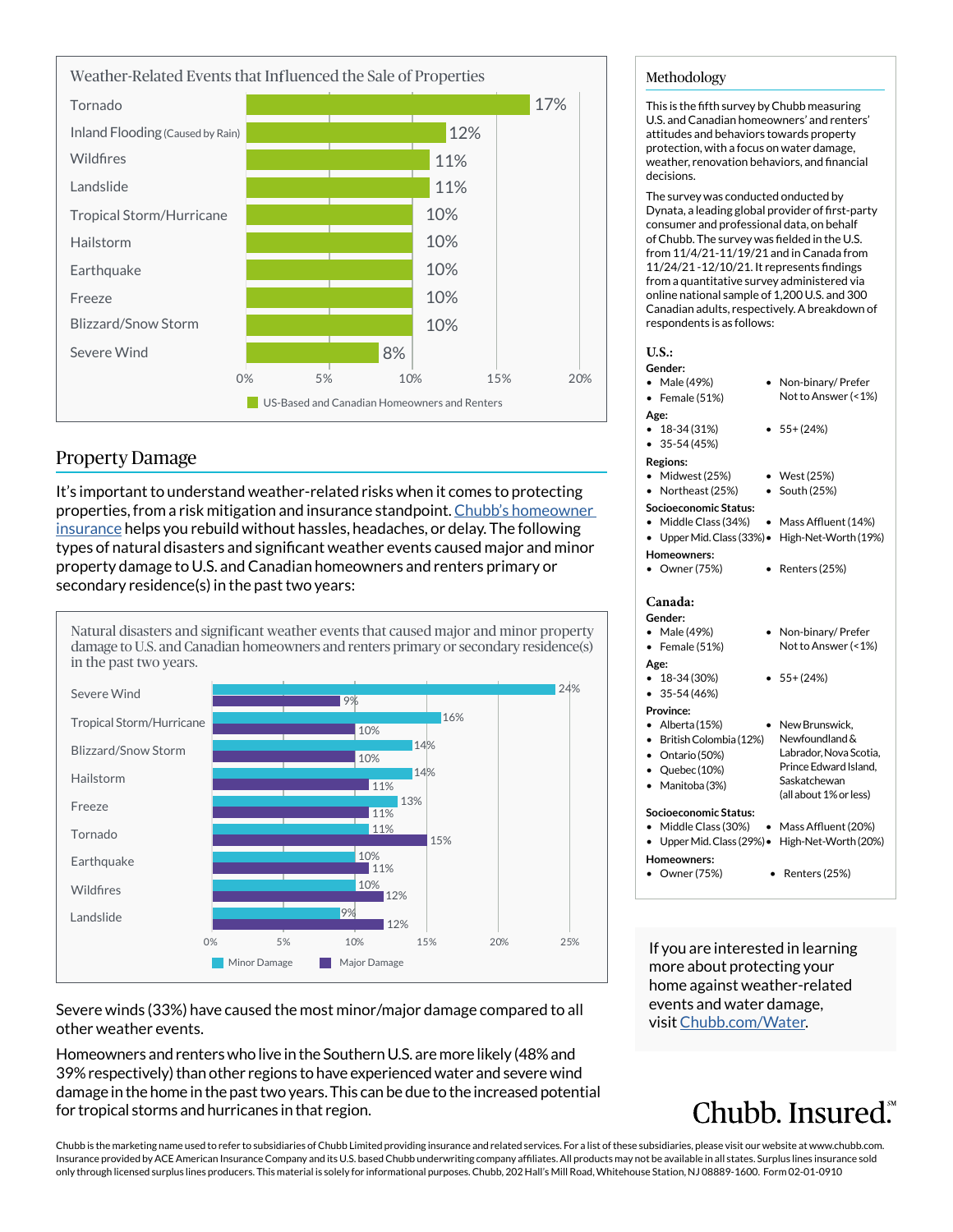Weather-Related Events that Influenced the Sale of Properties

Tornado 17%
Inland Flooding (Caused by Rain) 12%
Wildfires 11%
Landslide 11%
Tropical Storm/Hurricane 10%
Hailstorm 10%
Earthquake 10%
Freeze 10%
Blizzard/Snow Storm 10%
Severe Wind 8%

0% 5% 10% 15% 20%

US-Based and Canadian Homeowners and Renters

## Property Damage

It's important to understand weather-related risks when it comes to protecting properties, from a risk mitigation and insurance standpoint. Chubb's homeowner insurance helps you rebuild without hassles, headaches, or delay. The following types of natural disasters and significant weather events caused major and minor property damage to U.S. and Canadian homeowners and renters primary or secondary residence(s) in the past two years:

Natural disasters and significant weather events that caused major and minor property damage to U.S. and Canadian homeowners and renters primary or secondary residence(s) in the past two years.

Severe Wind 24% 9%
Tropical Storm/Hurricane 16% 10%
Blizzard/Snow Storm 14% 10%
Hailstorm 14% 11%
Freeze 13% 11%
Tornado 11% 15%
Earthquake 10% 11%
Wildfires 10% 12%
Landslide 9% 12%

0% 5% 10% 15% 20% 25%

Minor Damage Major Damage

Severe winds (33%) have caused the most minor/major damage compared to all other weather events.

Homeowners and renters who live in the Southern U.S. are more likely (48% and 39% respectively) than other regions to have experienced water and severe wind damage in the home in the past two years. This can be due to the increased potential for tropical storms and hurricanes in that region.

### Methodology

This is the fifth survey by Chubb measuring U.S. and Canadian homeowners' and renters' attitudes and behaviors towards property protection, with a focus on water damage, weather, renovation behaviors, and financial decisions.

The survey was conducted onducted by Dynata, a leading global provider of first-party consumer and professional data, on behalf of Chubb. The survey was fielded in the U.S. from 11/4/21-11/19/21 and in Canada from 11/24/21 -12/10/21. It represents findings from a quantitative survey administered via online national sample of 1,200 U.S. and 300 Canadian adults, respectively. A breakdown of respondents is as follows:

**U.S.:**

**Gender:**
- Male (49%)
- Female (51%)
- Non-binary/ Prefer Not to Answer (<1%)

**Age:**
- 18-34 (31%)
- 35-54 (45%)
- 55+ (24%)

**Regions:**
- Midwest (25%)
- Northeast (25%)
- West (25%)
- South (25%)

**Socioeconomic Status:**
- Middle Class (34%)
- Upper Mid. Class (33%)
- Mass Affluent (14%)
- High-Net-Worth (19%)

**Homeowners:**
- Owner (75%)
- Renters (25%)

**Canada:**

**Gender:**
- Male (49%)
- Female (51%)
- Non-binary/ Prefer Not to Answer (<1%)

**Age:**
- 18-34 (30%)
- 35-54 (46%)
- 55+ (24%)

**Province:**
- Alberta (15%)
- British Colombia (12%)
- Ontario (50%)
- Quebec (10%)
- Manitoba (3%)
- New Brunswick, Newfoundland & Labrador, Nova Scotia, Prince Edward Island, Saskatchewan (all about 1% or less)

**Socioeconomic Status:**
- Middle Class (30%)
- Upper Mid. Class (29%)
- Mass Affluent (20%)
- High-Net-Worth (20%)

**Homeowners:**
- Owner (75%)
- Renters (25%)

If you are interested in learning more about protecting your home against weather-related events and water damage, visit Chubb.com/Water.

Chubb. Insured.℠

Chubb is the marketing name used to refer to subsidiaries of Chubb Limited providing insurance and related services. For a list of these subsidiaries, please visit our website at www.chubb.com. Insurance provided by ACE American Insurance Company and its U.S. based Chubb underwriting company affiliates. All products may not be available in all states. Surplus lines insurance sold only through licensed surplus lines producers. This material is solely for informational purposes. Chubb, 202 Hall's Mill Road, Whitehouse Station, NJ 08889-1600. Form 02-01-0910